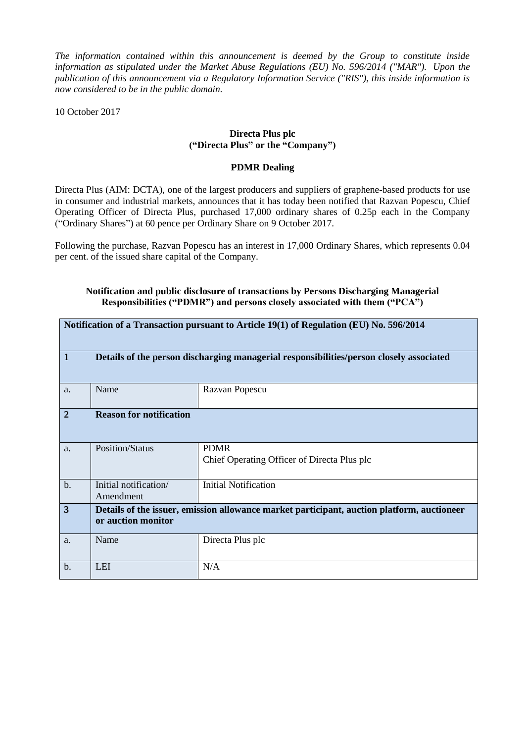*The information contained within this announcement is deemed by the Group to constitute inside information as stipulated under the Market Abuse Regulations (EU) No. 596/2014 ("MAR"). Upon the publication of this announcement via a Regulatory Information Service ("RIS"), this inside information is now considered to be in the public domain.*

10 October 2017

**Directa Plus plc**
**("Directa Plus" or the "Company")**

**PDMR Dealing**

Directa Plus (AIM: DCTA), one of the largest producers and suppliers of graphene-based products for use in consumer and industrial markets, announces that it has today been notified that Razvan Popescu, Chief Operating Officer of Directa Plus, purchased 17,000 ordinary shares of 0.25p each in the Company ("Ordinary Shares") at 60 pence per Ordinary Share on 9 October 2017.

Following the purchase, Razvan Popescu has an interest in 17,000 Ordinary Shares, which represents 0.04 per cent. of the issued share capital of the Company.

**Notification and public disclosure of transactions by Persons Discharging Managerial Responsibilities ("PDMR") and persons closely associated with them ("PCA")**

| **Notification of a Transaction pursuant to Article 19(1) of Regulation (EU) No. 596/2014** | | |
|---|---|---|
| **1** | **Details of the person discharging managerial responsibilities/person closely associated** | |
| a. | Name | Razvan Popescu |
| **2** | **Reason for notification** | |
| a. | Position/Status | PDMR<br>Chief Operating Officer of Directa Plus plc |
| b. | Initial notification/ Amendment | Initial Notification |
| **3** | **Details of the issuer, emission allowance market participant, auction platform, auctioneer or auction monitor** | |
| a. | Name | Directa Plus plc |
| b. | LEI | N/A |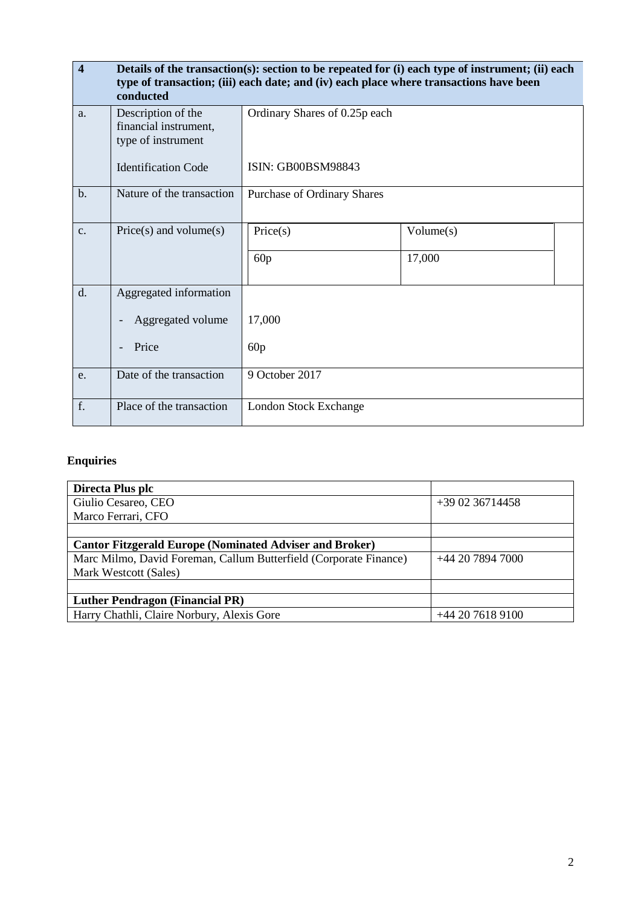| 4 | Details of the transaction(s): section to be repeated for (i) each type of instrument; (ii) each type of transaction; (iii) each date; and (iv) each place where transactions have been conducted | | |
|---|---|---|---|
| a. | Description of the financial instrument, type of instrument<br><br>Identification Code | Ordinary Shares of 0.25p each<br><br>ISIN: GB00BSM98843 | |
| b. | Nature of the transaction | Purchase of Ordinary Shares | |
| c. | Price(s) and volume(s) | Price(s)<br><br>60p | Volume(s)<br><br>17,000 |
| d. | Aggregated information<br><br>- Aggregated volume<br><br>- Price | <br><br>17,000<br><br>60p | |
| e. | Date of the transaction | 9 October 2017 | |
| f. | Place of the transaction | London Stock Exchange | |

**Enquiries**

| | |
|---|---|
| **Directa Plus plc** | |
| Giulio Cesareo, CEO<br>Marco Ferrari, CFO | +39 02 36714458 |
| | |
| **Cantor Fitzgerald Europe (Nominated Adviser and Broker)** | |
| Marc Milmo, David Foreman, Callum Butterfield (Corporate Finance)<br>Mark Westcott (Sales) | +44 20 7894 7000 |
| | |
| **Luther Pendragon (Financial PR)** | |
| Harry Chathli, Claire Norbury, Alexis Gore | +44 20 7618 9100 |